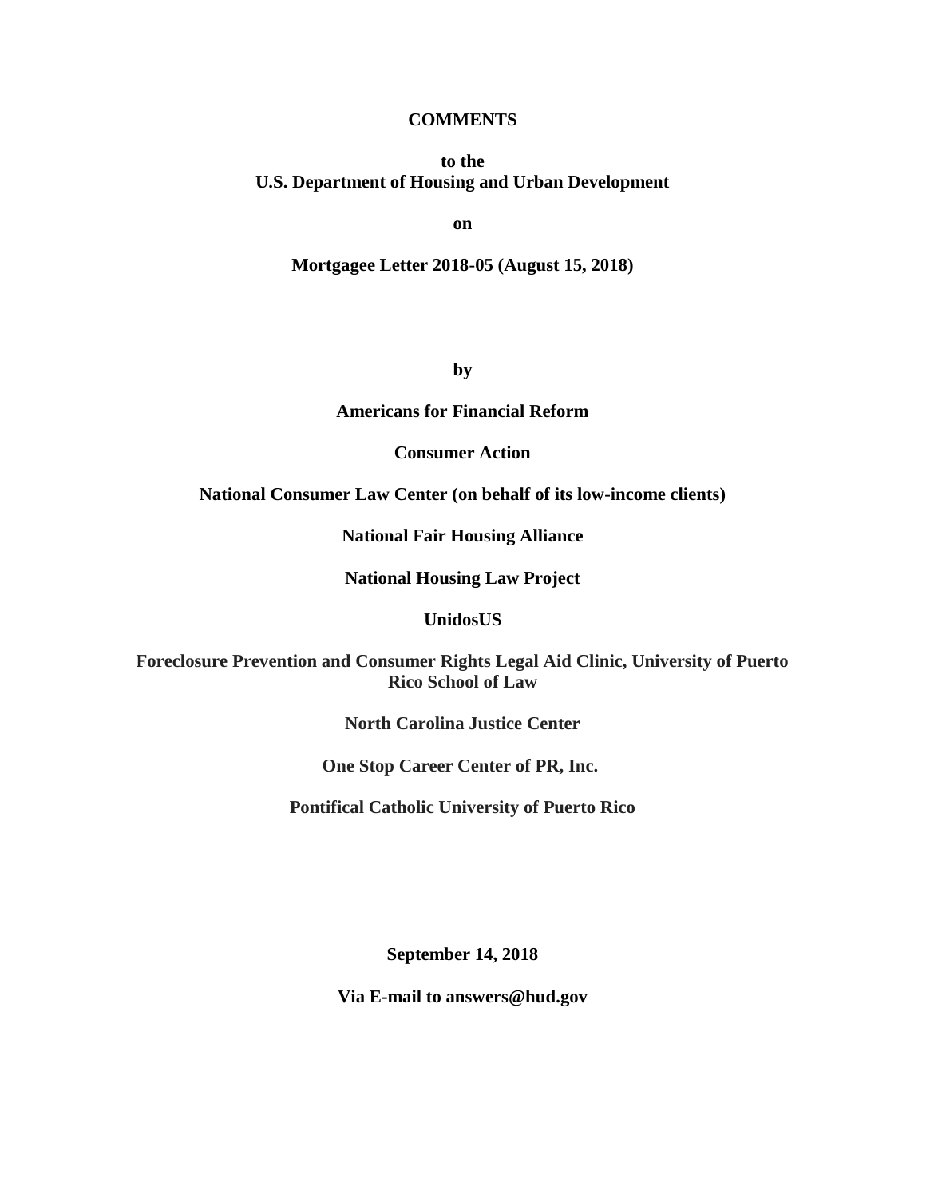**COMMENTS**

**to the**
**U.S. Department of Housing and Urban Development**

**on**

**Mortgagee Letter 2018-05 (August 15, 2018)**

**by**

**Americans for Financial Reform**

**Consumer Action**

**National Consumer Law Center (on behalf of its low-income clients)**

**National Fair Housing Alliance**

**National Housing Law Project**

**UnidosUS**

**Foreclosure Prevention and Consumer Rights Legal Aid Clinic, University of Puerto Rico School of Law**

**North Carolina Justice Center**

**One Stop Career Center of PR, Inc.**

**Pontifical Catholic University of Puerto Rico**

**September 14, 2018**

**Via E-mail to answers@hud.gov**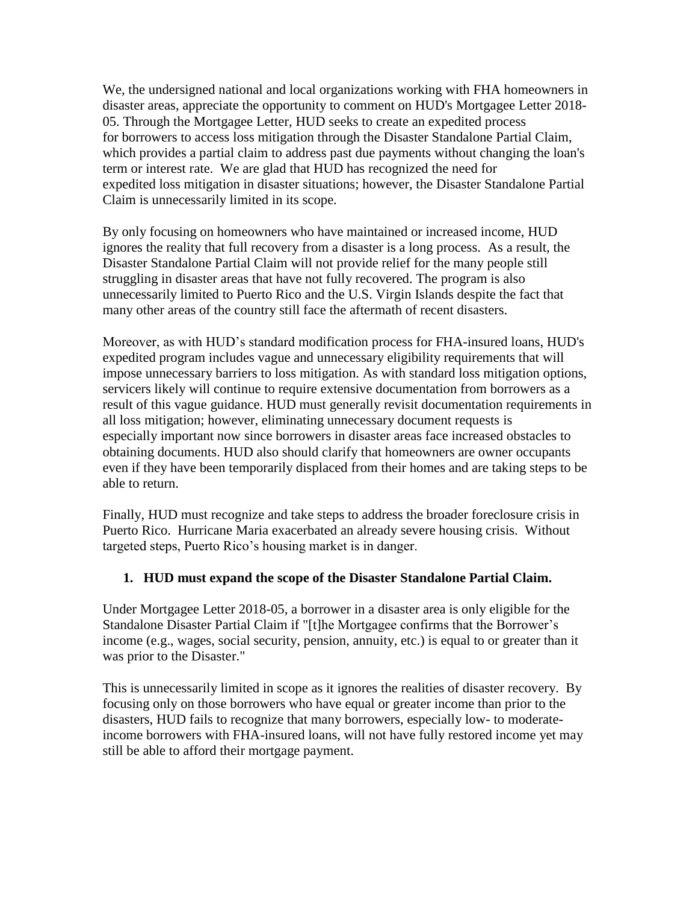We, the undersigned national and local organizations working with FHA homeowners in disaster areas, appreciate the opportunity to comment on HUD's Mortgagee Letter 2018-05. Through the Mortgagee Letter, HUD seeks to create an expedited process for borrowers to access loss mitigation through the Disaster Standalone Partial Claim, which provides a partial claim to address past due payments without changing the loan's term or interest rate. We are glad that HUD has recognized the need for expedited loss mitigation in disaster situations; however, the Disaster Standalone Partial Claim is unnecessarily limited in its scope.

By only focusing on homeowners who have maintained or increased income, HUD ignores the reality that full recovery from a disaster is a long process. As a result, the Disaster Standalone Partial Claim will not provide relief for the many people still struggling in disaster areas that have not fully recovered. The program is also unnecessarily limited to Puerto Rico and the U.S. Virgin Islands despite the fact that many other areas of the country still face the aftermath of recent disasters.

Moreover, as with HUD's standard modification process for FHA-insured loans, HUD's expedited program includes vague and unnecessary eligibility requirements that will impose unnecessary barriers to loss mitigation. As with standard loss mitigation options, servicers likely will continue to require extensive documentation from borrowers as a result of this vague guidance. HUD must generally revisit documentation requirements in all loss mitigation; however, eliminating unnecessary document requests is especially important now since borrowers in disaster areas face increased obstacles to obtaining documents. HUD also should clarify that homeowners are owner occupants even if they have been temporarily displaced from their homes and are taking steps to be able to return.

Finally, HUD must recognize and take steps to address the broader foreclosure crisis in Puerto Rico. Hurricane Maria exacerbated an already severe housing crisis. Without targeted steps, Puerto Rico's housing market is in danger.

## 1. HUD must expand the scope of the Disaster Standalone Partial Claim.

Under Mortgagee Letter 2018-05, a borrower in a disaster area is only eligible for the Standalone Disaster Partial Claim if "[t]he Mortgagee confirms that the Borrower's income (e.g., wages, social security, pension, annuity, etc.) is equal to or greater than it was prior to the Disaster."

This is unnecessarily limited in scope as it ignores the realities of disaster recovery. By focusing only on those borrowers who have equal or greater income than prior to the disasters, HUD fails to recognize that many borrowers, especially low- to moderate-income borrowers with FHA-insured loans, will not have fully restored income yet may still be able to afford their mortgage payment.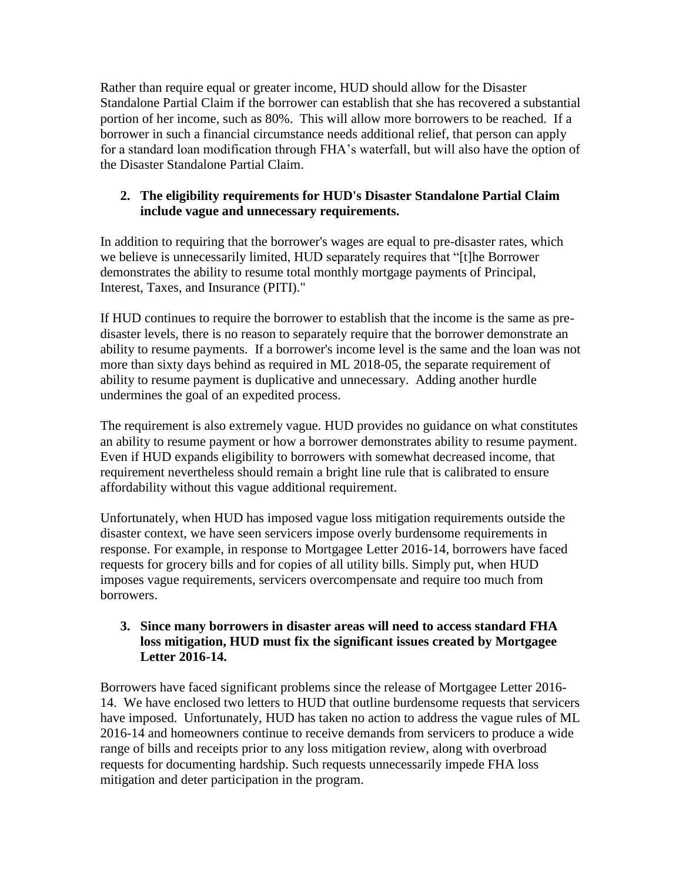Rather than require equal or greater income, HUD should allow for the Disaster Standalone Partial Claim if the borrower can establish that she has recovered a substantial portion of her income, such as 80%. This will allow more borrowers to be reached. If a borrower in such a financial circumstance needs additional relief, that person can apply for a standard loan modification through FHA's waterfall, but will also have the option of the Disaster Standalone Partial Claim.

2. **The eligibility requirements for HUD's Disaster Standalone Partial Claim include vague and unnecessary requirements.**

In addition to requiring that the borrower's wages are equal to pre-disaster rates, which we believe is unnecessarily limited, HUD separately requires that "[t]he Borrower demonstrates the ability to resume total monthly mortgage payments of Principal, Interest, Taxes, and Insurance (PITI)."

If HUD continues to require the borrower to establish that the income is the same as pre-disaster levels, there is no reason to separately require that the borrower demonstrate an ability to resume payments. If a borrower's income level is the same and the loan was not more than sixty days behind as required in ML 2018-05, the separate requirement of ability to resume payment is duplicative and unnecessary. Adding another hurdle undermines the goal of an expedited process.

The requirement is also extremely vague. HUD provides no guidance on what constitutes an ability to resume payment or how a borrower demonstrates ability to resume payment. Even if HUD expands eligibility to borrowers with somewhat decreased income, that requirement nevertheless should remain a bright line rule that is calibrated to ensure affordability without this vague additional requirement.

Unfortunately, when HUD has imposed vague loss mitigation requirements outside the disaster context, we have seen servicers impose overly burdensome requirements in response. For example, in response to Mortgagee Letter 2016-14, borrowers have faced requests for grocery bills and for copies of all utility bills. Simply put, when HUD imposes vague requirements, servicers overcompensate and require too much from borrowers.

3. **Since many borrowers in disaster areas will need to access standard FHA loss mitigation, HUD must fix the significant issues created by Mortgagee Letter 2016-14.**

Borrowers have faced significant problems since the release of Mortgagee Letter 2016-14. We have enclosed two letters to HUD that outline burdensome requests that servicers have imposed. Unfortunately, HUD has taken no action to address the vague rules of ML 2016-14 and homeowners continue to receive demands from servicers to produce a wide range of bills and receipts prior to any loss mitigation review, along with overbroad requests for documenting hardship. Such requests unnecessarily impede FHA loss mitigation and deter participation in the program.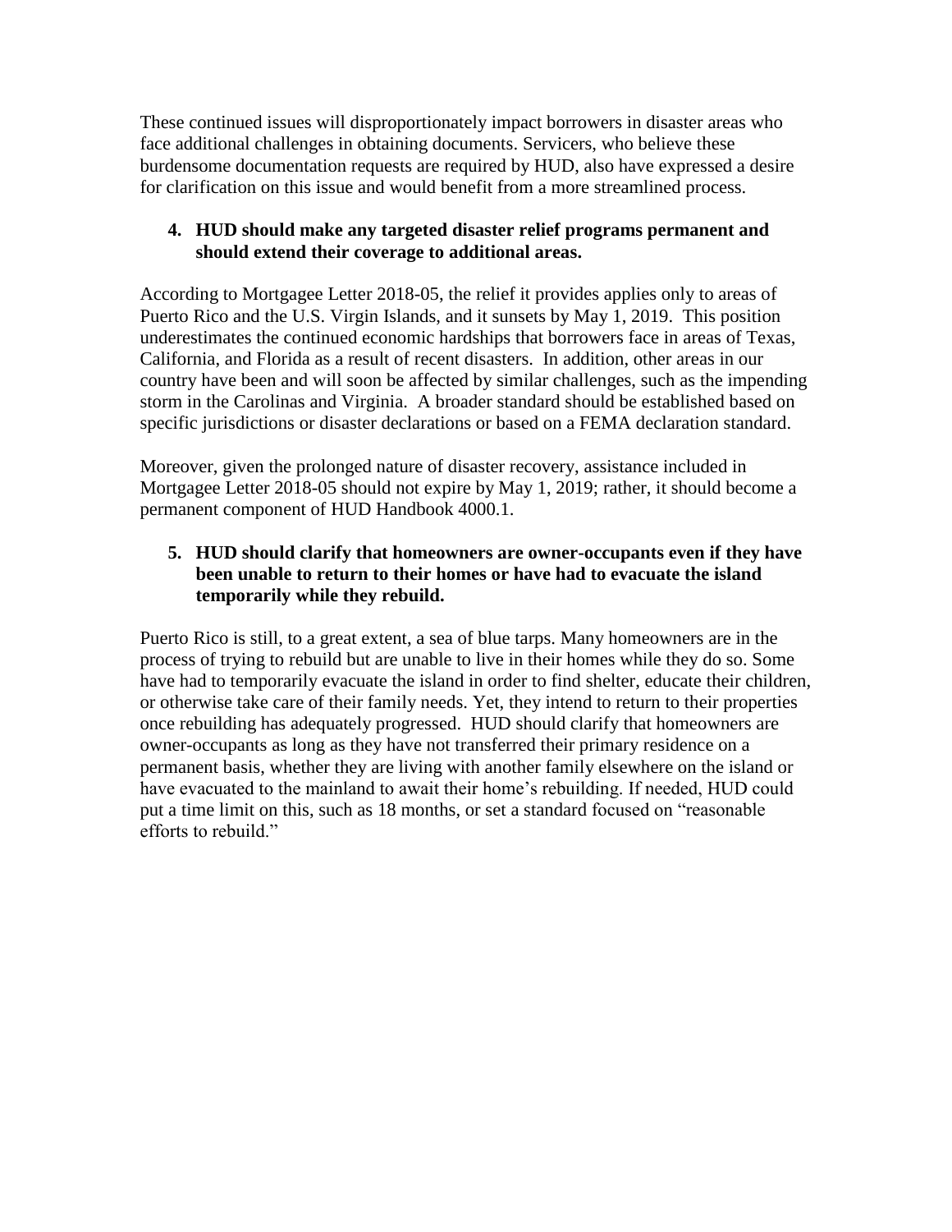These continued issues will disproportionately impact borrowers in disaster areas who face additional challenges in obtaining documents. Servicers, who believe these burdensome documentation requests are required by HUD, also have expressed a desire for clarification on this issue and would benefit from a more streamlined process.

4. **HUD should make any targeted disaster relief programs permanent and should extend their coverage to additional areas.**

According to Mortgagee Letter 2018-05, the relief it provides applies only to areas of Puerto Rico and the U.S. Virgin Islands, and it sunsets by May 1, 2019. This position underestimates the continued economic hardships that borrowers face in areas of Texas, California, and Florida as a result of recent disasters. In addition, other areas in our country have been and will soon be affected by similar challenges, such as the impending storm in the Carolinas and Virginia. A broader standard should be established based on specific jurisdictions or disaster declarations or based on a FEMA declaration standard.

Moreover, given the prolonged nature of disaster recovery, assistance included in Mortgagee Letter 2018-05 should not expire by May 1, 2019; rather, it should become a permanent component of HUD Handbook 4000.1.

5. **HUD should clarify that homeowners are owner-occupants even if they have been unable to return to their homes or have had to evacuate the island temporarily while they rebuild.**

Puerto Rico is still, to a great extent, a sea of blue tarps. Many homeowners are in the process of trying to rebuild but are unable to live in their homes while they do so. Some have had to temporarily evacuate the island in order to find shelter, educate their children, or otherwise take care of their family needs. Yet, they intend to return to their properties once rebuilding has adequately progressed. HUD should clarify that homeowners are owner-occupants as long as they have not transferred their primary residence on a permanent basis, whether they are living with another family elsewhere on the island or have evacuated to the mainland to await their home's rebuilding. If needed, HUD could put a time limit on this, such as 18 months, or set a standard focused on "reasonable efforts to rebuild."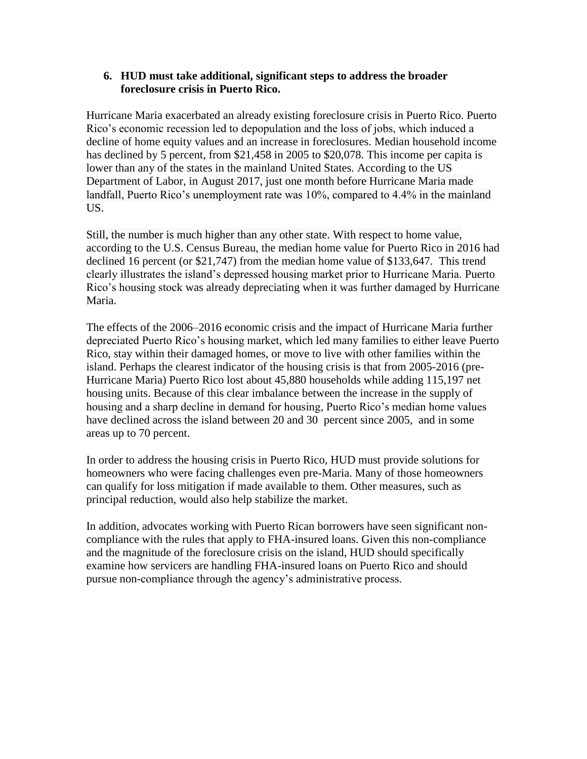6. **HUD must take additional, significant steps to address the broader foreclosure crisis in Puerto Rico.**

Hurricane Maria exacerbated an already existing foreclosure crisis in Puerto Rico. Puerto Rico's economic recession led to depopulation and the loss of jobs, which induced a decline of home equity values and an increase in foreclosures. Median household income has declined by 5 percent, from $21,458 in 2005 to $20,078. This income per capita is lower than any of the states in the mainland United States. According to the US Department of Labor, in August 2017, just one month before Hurricane Maria made landfall, Puerto Rico's unemployment rate was 10%, compared to 4.4% in the mainland US.

Still, the number is much higher than any other state. With respect to home value, according to the U.S. Census Bureau, the median home value for Puerto Rico in 2016 had declined 16 percent (or $21,747) from the median home value of $133,647. This trend clearly illustrates the island's depressed housing market prior to Hurricane Maria. Puerto Rico's housing stock was already depreciating when it was further damaged by Hurricane Maria.

The effects of the 2006–2016 economic crisis and the impact of Hurricane Maria further depreciated Puerto Rico's housing market, which led many families to either leave Puerto Rico, stay within their damaged homes, or move to live with other families within the island. Perhaps the clearest indicator of the housing crisis is that from 2005-2016 (pre-Hurricane Maria) Puerto Rico lost about 45,880 households while adding 115,197 net housing units. Because of this clear imbalance between the increase in the supply of housing and a sharp decline in demand for housing, Puerto Rico's median home values have declined across the island between 20 and 30 percent since 2005, and in some areas up to 70 percent.

In order to address the housing crisis in Puerto Rico, HUD must provide solutions for homeowners who were facing challenges even pre-Maria. Many of those homeowners can qualify for loss mitigation if made available to them. Other measures, such as principal reduction, would also help stabilize the market.

In addition, advocates working with Puerto Rican borrowers have seen significant non-compliance with the rules that apply to FHA-insured loans. Given this non-compliance and the magnitude of the foreclosure crisis on the island, HUD should specifically examine how servicers are handling FHA-insured loans on Puerto Rico and should pursue non-compliance through the agency's administrative process.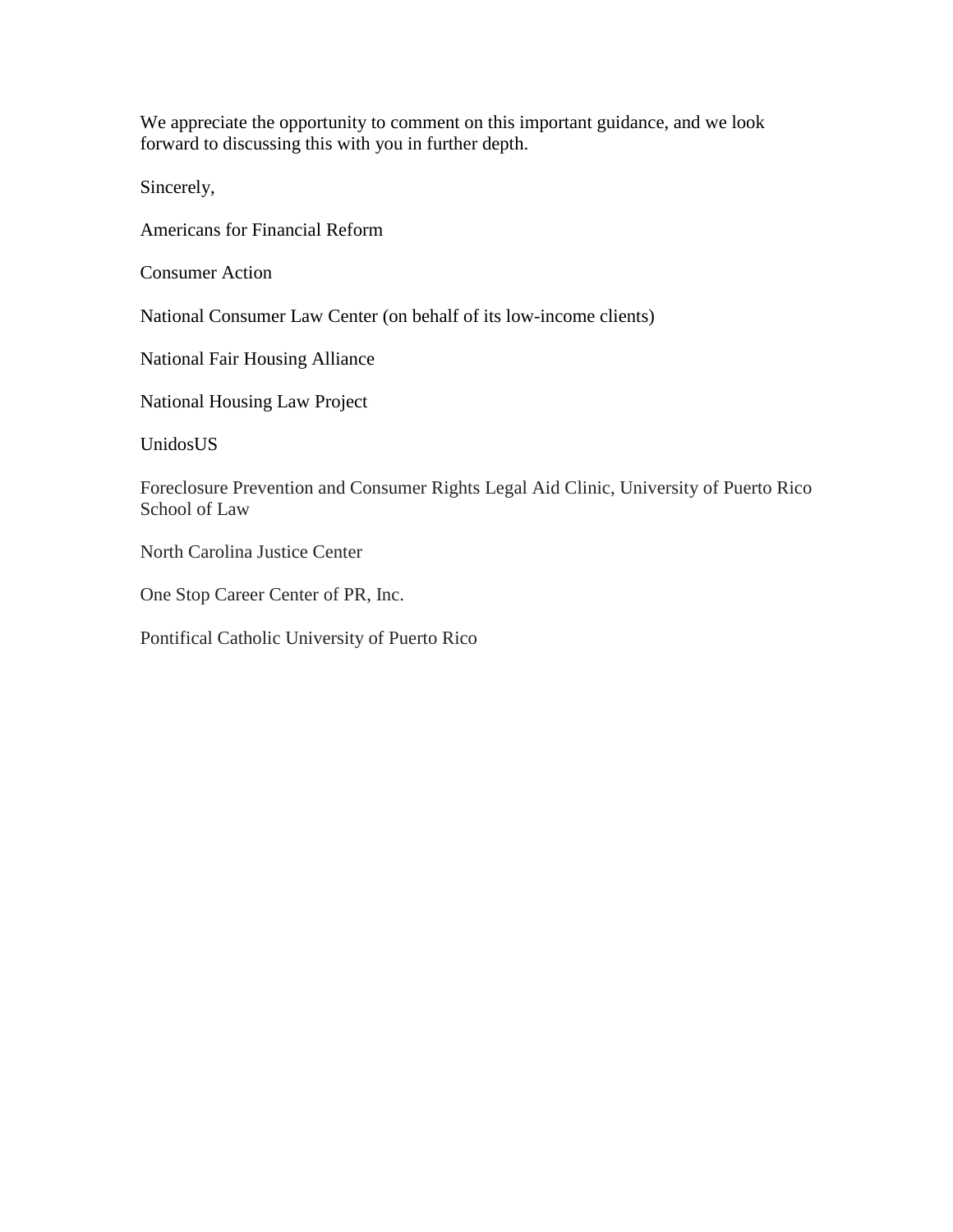We appreciate the opportunity to comment on this important guidance, and we look forward to discussing this with you in further depth.

Sincerely,

Americans for Financial Reform

Consumer Action

National Consumer Law Center (on behalf of its low-income clients)

National Fair Housing Alliance

National Housing Law Project

UnidosUS

Foreclosure Prevention and Consumer Rights Legal Aid Clinic, University of Puerto Rico School of Law

North Carolina Justice Center

One Stop Career Center of PR, Inc.

Pontifical Catholic University of Puerto Rico